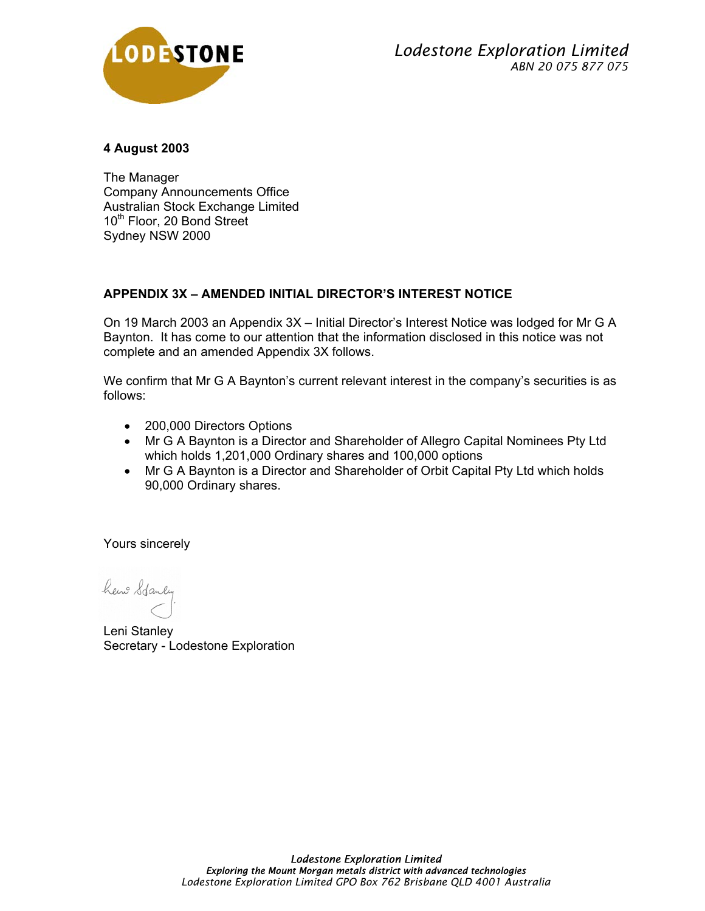LODESTONE

*Lodestone Exploration Limited*
*ABN 20 075 877 075*

**4 August 2003**

The Manager
Company Announcements Office
Australian Stock Exchange Limited
10th Floor, 20 Bond Street
Sydney NSW 2000

**APPENDIX 3X – AMENDED INITIAL DIRECTOR'S INTEREST NOTICE**

On 19 March 2003 an Appendix 3X – Initial Director's Interest Notice was lodged for Mr G A Baynton. It has come to our attention that the information disclosed in this notice was not complete and an amended Appendix 3X follows.

We confirm that Mr G A Baynton's current relevant interest in the company's securities is as follows:

- 200,000 Directors Options
- Mr G A Baynton is a Director and Shareholder of Allegro Capital Nominees Pty Ltd which holds 1,201,000 Ordinary shares and 100,000 options
- Mr G A Baynton is a Director and Shareholder of Orbit Capital Pty Ltd which holds 90,000 Ordinary shares.

Yours sincerely

Leni Stanley
Secretary - Lodestone Exploration

*Lodestone Exploration Limited*
***Exploring the Mount Morgan metals district with advanced technologies***
*Lodestone Exploration Limited GPO Box 762 Brisbane QLD 4001 Australia*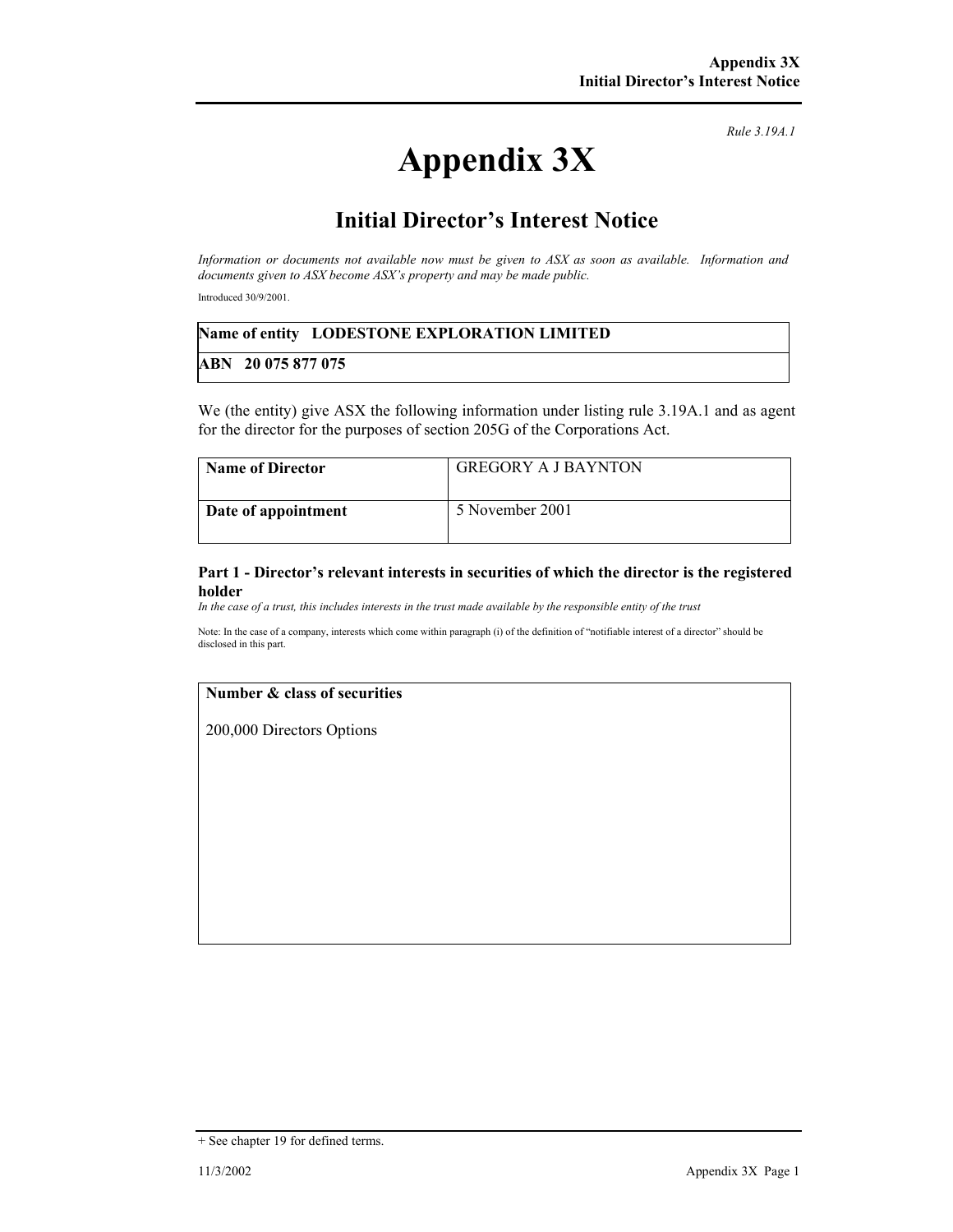Rule 3.19A.1

# Appendix 3X

## Initial Director's Interest Notice

*Information or documents not available now must be given to ASX as soon as available. Information and documents given to ASX become ASX's property and may be made public.*

Introduced 30/9/2001.

| **Name of entity LODESTONE EXPLORATION LIMITED** |
|---|
| **ABN 20 075 877 075** |

We (the entity) give ASX the following information under listing rule 3.19A.1 and as agent for the director for the purposes of section 205G of the Corporations Act.

| **Name of Director** | GREGORY A J BAYNTON |
|---|---|
| **Date of appointment** | 5 November 2001 |

### Part 1 - Director's relevant interests in securities of which the director is the registered holder

*In the case of a trust, this includes interests in the trust made available by the responsible entity of the trust*

Note: In the case of a company, interests which come within paragraph (i) of the definition of "notifiable interest of a director" should be disclosed in this part.

| **Number & class of securities** |
|---|
| 200,000 Directors Options |

+ See chapter 19 for defined terms.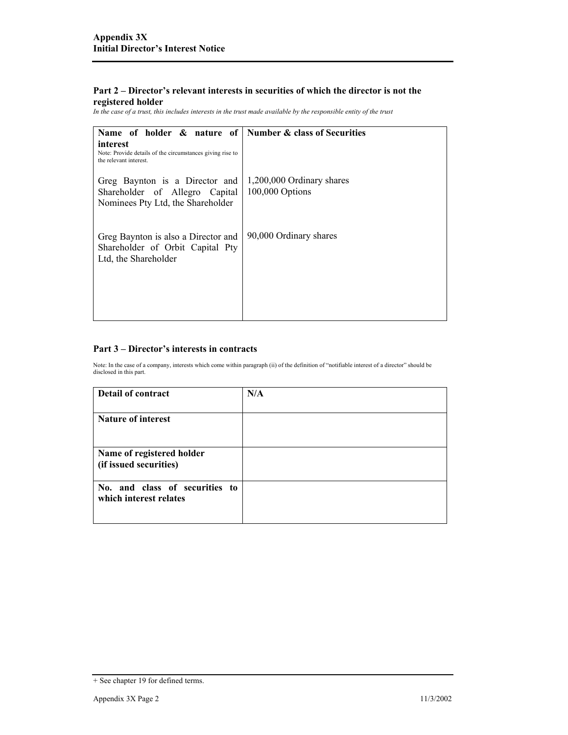## Part 2 – Director's relevant interests in securities of which the director is not the registered holder

*In the case of a trust, this includes interests in the trust made available by the responsible entity of the trust*

| **Name of holder & nature of interest**<br>Note: Provide details of the circumstances giving rise to the relevant interest. | **Number & class of Securities** |
|---|---|
| Greg Baynton is a Director and Shareholder of Allegro Capital Nominees Pty Ltd, the Shareholder | 1,200,000 Ordinary shares<br>100,000 Options |
| Greg Baynton is also a Director and Shareholder of Orbit Capital Pty Ltd, the Shareholder | 90,000 Ordinary shares |

## Part 3 – Director's interests in contracts

Note: In the case of a company, interests which come within paragraph (ii) of the definition of "notifiable interest of a director" should be disclosed in this part.

| | |
|---|---|
| **Detail of contract** | **N/A** |
| **Nature of interest** | |
| **Name of registered holder (if issued securities)** | |
| **No. and class of securities to which interest relates** | |

+ See chapter 19 for defined terms.